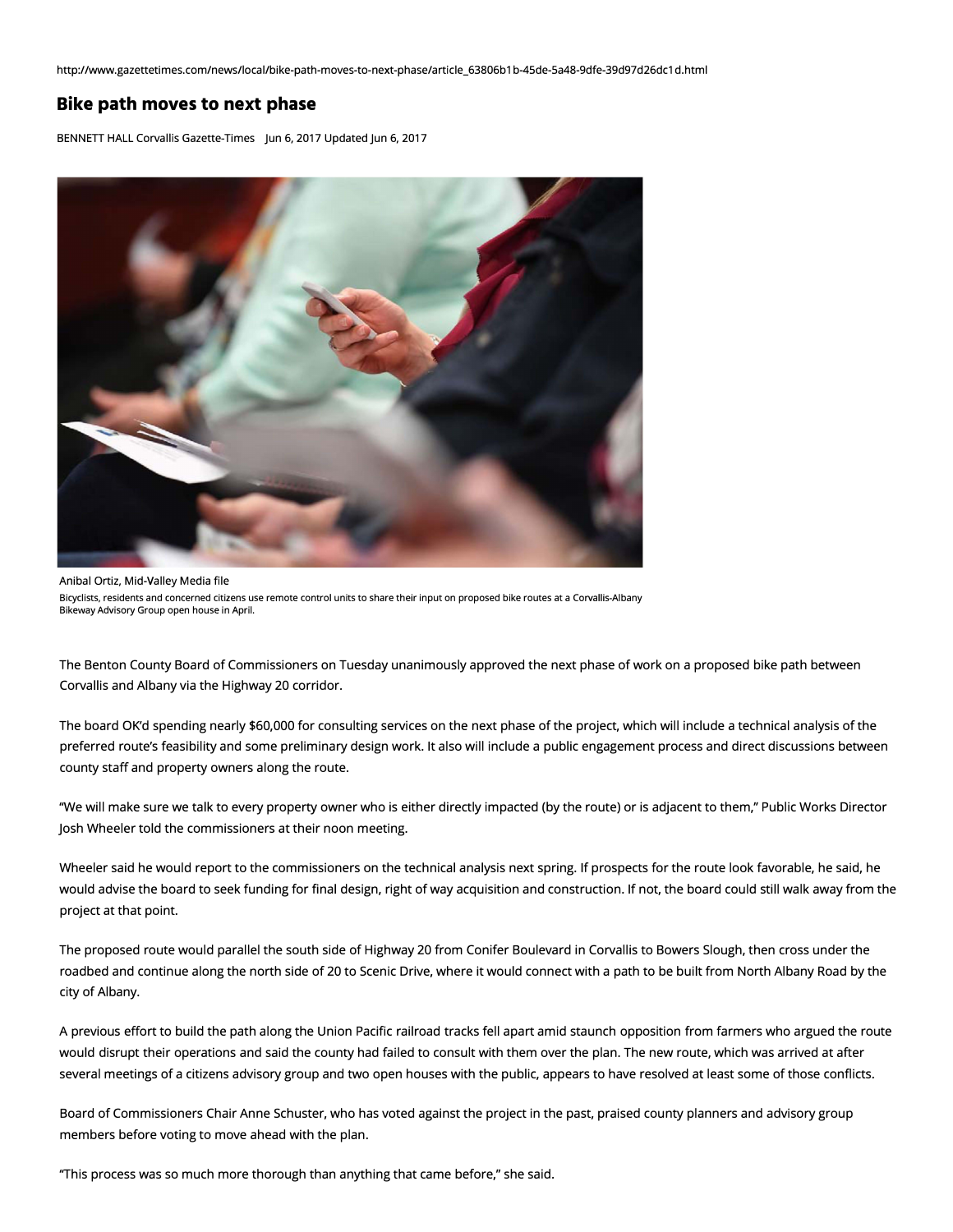http://www.gazettetimes.com/news/local/bike-path-moves-to-next-phase/article_63806b1b-45de-5a48-9dfe-39d97d26dc1d.html

# Bike path moves to next phase

BENNETT HALL Corvallis Gazette-Times Jun 6, 2017 Updated Jun 6, 2017

Anibal Ortiz, Mid-Valley Media file

Bicyclists, residents and concerned citizens use remote control units to share their input on proposed bike routes at a Corvallis-Albany Bikeway Advisory Group open house in April.

The Benton County Board of Commissioners on Tuesday unanimously approved the next phase of work on a proposed bike path between Corvallis and Albany via the Highway 20 corridor.

The board OK'd spending nearly $60,000 for consulting services on the next phase of the project, which will include a technical analysis of the preferred route's feasibility and some preliminary design work. It also will include a public engagement process and direct discussions between county staff and property owners along the route.

"We will make sure we talk to every property owner who is either directly impacted (by the route) or is adjacent to them," Public Works Director Josh Wheeler told the commissioners at their noon meeting.

Wheeler said he would report to the commissioners on the technical analysis next spring. If prospects for the route look favorable, he said, he would advise the board to seek funding for final design, right of way acquisition and construction. If not, the board could still walk away from the project at that point.

The proposed route would parallel the south side of Highway 20 from Conifer Boulevard in Corvallis to Bowers Slough, then cross under the roadbed and continue along the north side of 20 to Scenic Drive, where it would connect with a path to be built from North Albany Road by the city of Albany.

A previous effort to build the path along the Union Pacific railroad tracks fell apart amid staunch opposition from farmers who argued the route would disrupt their operations and said the county had failed to consult with them over the plan. The new route, which was arrived at after several meetings of a citizens advisory group and two open houses with the public, appears to have resolved at least some of those conflicts.

Board of Commissioners Chair Anne Schuster, who has voted against the project in the past, praised county planners and advisory group members before voting to move ahead with the plan.

"This process was so much more thorough than anything that came before," she said.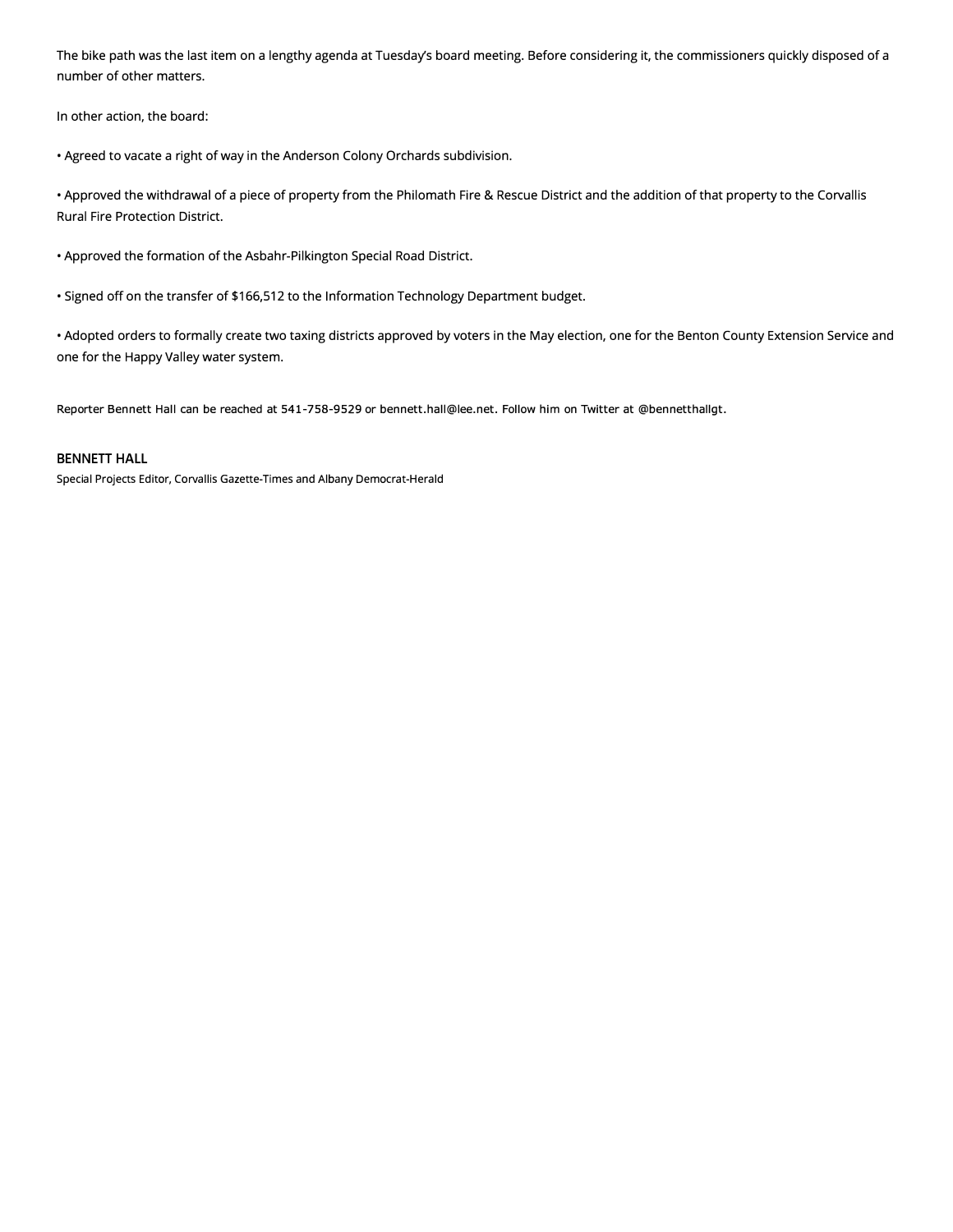The bike path was the last item on a lengthy agenda at Tuesday's board meeting. Before considering it, the commissioners quickly disposed of a number of other matters.

In other action, the board:

• Agreed to vacate a right of way in the Anderson Colony Orchards subdivision.

• Approved the withdrawal of a piece of property from the Philomath Fire & Rescue District and the addition of that property to the Corvallis Rural Fire Protection District.

• Approved the formation of the Asbahr-Pilkington Special Road District.

• Signed off on the transfer of $166,512 to the Information Technology Department budget.

• Adopted orders to formally create two taxing districts approved by voters in the May election, one for the Benton County Extension Service and one for the Happy Valley water system.

Reporter Bennett Hall can be reached at 541-758-9529 or bennett.hall@lee.net. Follow him on Twitter at @bennetthallgt.

**BENNETT HALL**

Special Projects Editor, Corvallis Gazette-Times and Albany Democrat-Herald